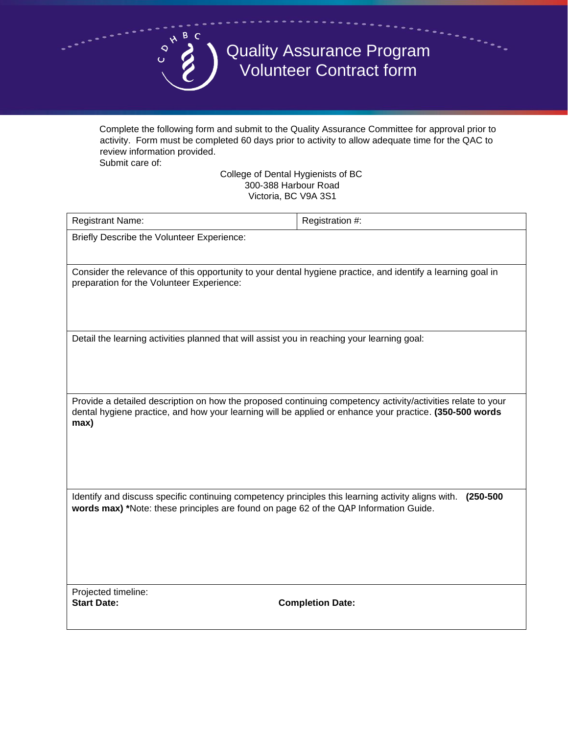# Quality Assurance Program
# Volunteer Contract form

Complete the following form and submit to the Quality Assurance Committee for approval prior to activity. Form must be completed 60 days prior to activity to allow adequate time for the QAC to review information provided.

Submit care of:

College of Dental Hygienists of BC
300-388 Harbour Road
Victoria, BC V9A 3S1

| Registrant Name: | Registration #: |
|---|---|
| Briefly Describe the Volunteer Experience: | |
| Consider the relevance of this opportunity to your dental hygiene practice, and identify a learning goal in preparation for the Volunteer Experience: | |
| Detail the learning activities planned that will assist you in reaching your learning goal: | |
| Provide a detailed description on how the proposed continuing competency activity/activities relate to your dental hygiene practice, and how your learning will be applied or enhance your practice. **(350-500 words max)** | |
| Identify and discuss specific continuing competency principles this learning activity aligns with. **(250-500 words max) \***Note: these principles are found on page 62 of the QAP Information Guide. | |
| Projected timeline:<br>**Start Date:** | **Completion Date:** |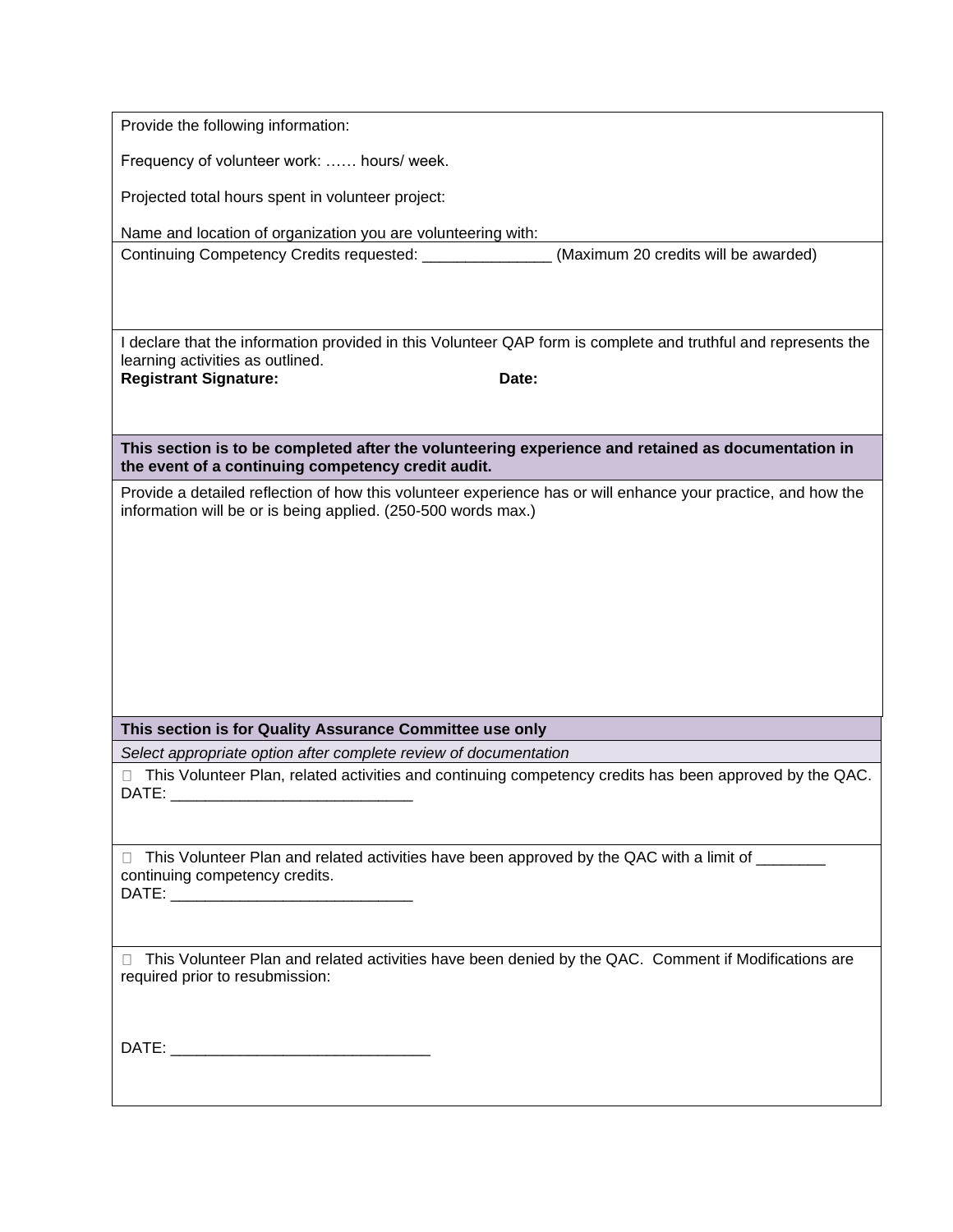Provide the following information:

Frequency of volunteer work: …… hours/ week.

Projected total hours spent in volunteer project:

Name and location of organization you are volunteering with:

Continuing Competency Credits requested: _______________ (Maximum 20 credits will be awarded)

I declare that the information provided in this Volunteer QAP form is complete and truthful and represents the learning activities as outlined.

**Registrant Signature:** **Date:**

**This section is to be completed after the volunteering experience and retained as documentation in the event of a continuing competency credit audit.**

Provide a detailed reflection of how this volunteer experience has or will enhance your practice, and how the information will be or is being applied. (250-500 words max.)

**This section is for Quality Assurance Committee use only**

*Select appropriate option after complete review of documentation*

☐ This Volunteer Plan, related activities and continuing competency credits has been approved by the QAC.
DATE: ____________________________

☐ This Volunteer Plan and related activities have been approved by the QAC with a limit of ________ continuing competency credits.
DATE: ____________________________

☐ This Volunteer Plan and related activities have been denied by the QAC. Comment if Modifications are required prior to resubmission:

DATE: ______________________________